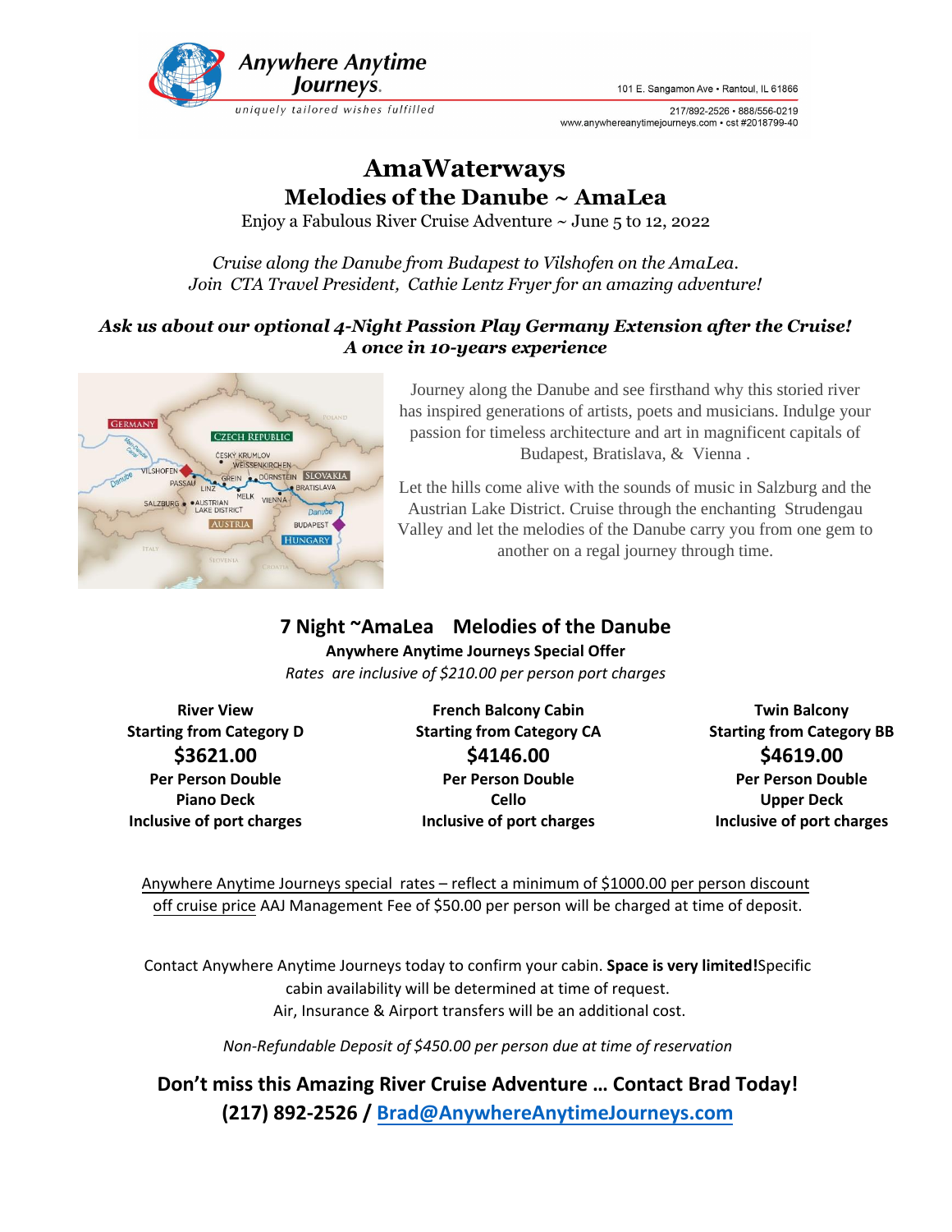Anywhere Anytime Journeys
*uniquely tailored wishes fulfilled*

101 E. Sangamon Ave • Rantoul, IL 61866
217/892-2526 • 888/556-0219
www.anywhereanytimejourneys.com • cst #2018799-40

# AmaWaterways
## Melodies of the Danube ~ AmaLea

Enjoy a Fabulous River Cruise Adventure ~ June 5 to 12, 2022

*Cruise along the Danube from Budapest to Vilshofen on the AmaLea.*
*Join CTA Travel President, Cathie Lentz Fryer for an amazing adventure!*

***Ask us about our optional 4-Night Passion Play Germany Extension after the Cruise!***
***A once in 10-years experience***

Journey along the Danube and see firsthand why this storied river has inspired generations of artists, poets and musicians. Indulge your passion for timeless architecture and art in magnificent capitals of Budapest, Bratislava, & Vienna .

Let the hills come alive with the sounds of music in Salzburg and the Austrian Lake District. Cruise through the enchanting Strudengau Valley and let the melodies of the Danube carry you from one gem to another on a regal journey through time.

## 7 Night ~AmaLea Melodies of the Danube

**Anywhere Anytime Journeys Special Offer**

*Rates are inclusive of $210.00 per person port charges*

| River View | French Balcony Cabin | Twin Balcony |
|---|---|---|
| **Starting from Category D** | **Starting from Category CA** | **Starting from Category BB** |
| **$3621.00** | **$4146.00** | **$4619.00** |
| **Per Person Double** | **Per Person Double** | **Per Person Double** |
| **Piano Deck** | **Cello** | **Upper Deck** |
| **Inclusive of port charges** | **Inclusive of port charges** | **Inclusive of port charges** |

Anywhere Anytime Journeys special rates – reflect a minimum of $1000.00 per person discount off cruise price AAJ Management Fee of $50.00 per person will be charged at time of deposit.

Contact Anywhere Anytime Journeys today to confirm your cabin. **Space is very limited!** Specific cabin availability will be determined at time of request.
Air, Insurance & Airport transfers will be an additional cost.

*Non-Refundable Deposit of $450.00 per person due at time of reservation*

**Don't miss this Amazing River Cruise Adventure … Contact Brad Today!**
**(217) 892-2526 / Brad@AnywhereAnytimeJourneys.com**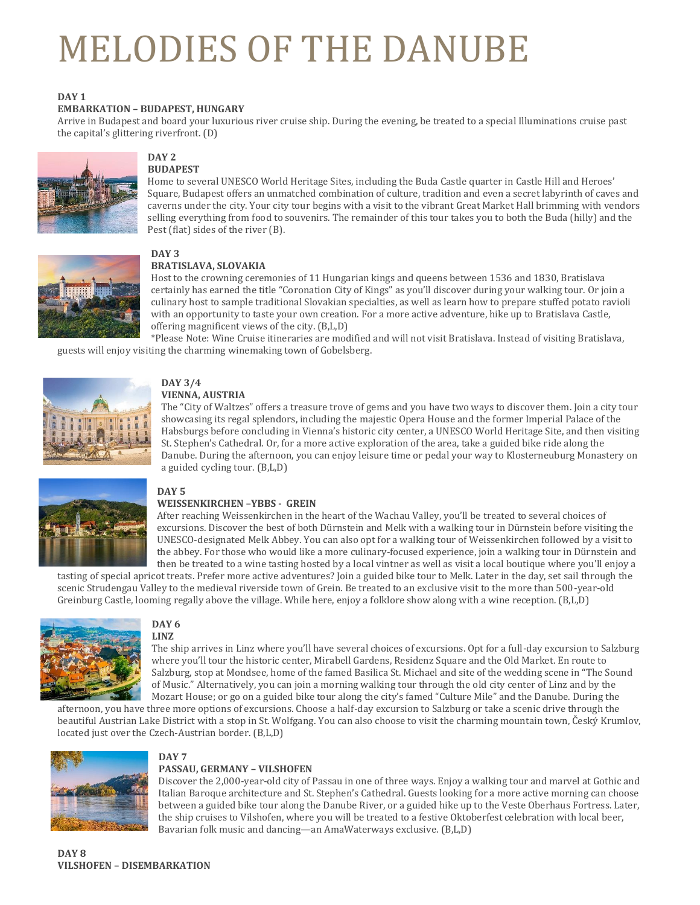# MELODIES OF THE DANUBE

**DAY 1**
**EMBARKATION – BUDAPEST, HUNGARY**
Arrive in Budapest and board your luxurious river cruise ship. During the evening, be treated to a special Illuminations cruise past the capital's glittering riverfront. (D)

**DAY 2**
**BUDAPEST**
Home to several UNESCO World Heritage Sites, including the Buda Castle quarter in Castle Hill and Heroes' Square, Budapest offers an unmatched combination of culture, tradition and even a secret labyrinth of caves and caverns under the city. Your city tour begins with a visit to the vibrant Great Market Hall brimming with vendors selling everything from food to souvenirs. The remainder of this tour takes you to both the Buda (hilly) and the Pest (flat) sides of the river (B).

**DAY 3**
**BRATISLAVA, SLOVAKIA**
Host to the crowning ceremonies of 11 Hungarian kings and queens between 1536 and 1830, Bratislava certainly has earned the title "Coronation City of Kings" as you'll discover during your walking tour. Or join a culinary host to sample traditional Slovakian specialties, as well as learn how to prepare stuffed potato ravioli with an opportunity to taste your own creation. For a more active adventure, hike up to Bratislava Castle, offering magnificent views of the city. (B,L,D)
*Please Note: Wine Cruise itineraries are modified and will not visit Bratislava. Instead of visiting Bratislava, guests will enjoy visiting the charming winemaking town of Gobelsberg.

**DAY 3/4**
**VIENNA, AUSTRIA**
The "City of Waltzes" offers a treasure trove of gems and you have two ways to discover them. Join a city tour showcasing its regal splendors, including the majestic Opera House and the former Imperial Palace of the Habsburgs before concluding in Vienna's historic city center, a UNESCO World Heritage Site, and then visiting St. Stephen's Cathedral. Or, for a more active exploration of the area, take a guided bike ride along the Danube. During the afternoon, you can enjoy leisure time or pedal your way to Klosterneuburg Monastery on a guided cycling tour. (B,L,D)

**DAY 5**
**WEISSENKIRCHEN –YBBS - GREIN**
After reaching Weissenkirchen in the heart of the Wachau Valley, you'll be treated to several choices of excursions. Discover the best of both Dürnstein and Melk with a walking tour in Dürnstein before visiting the UNESCO-designated Melk Abbey. You can also opt for a walking tour of Weissenkirchen followed by a visit to the abbey. For those who would like a more culinary-focused experience, join a walking tour in Dürnstein and then be treated to a wine tasting hosted by a local vintner as well as visit a local boutique where you'll enjoy a tasting of special apricot treats. Prefer more active adventures? Join a guided bike tour to Melk. Later in the day, set sail through the scenic Strudengau Valley to the medieval riverside town of Grein. Be treated to an exclusive visit to the more than 500-year-old Greinburg Castle, looming regally above the village. While here, enjoy a folklore show along with a wine reception. (B,L,D)

**DAY 6**
**LINZ**
The ship arrives in Linz where you'll have several choices of excursions. Opt for a full-day excursion to Salzburg where you'll tour the historic center, Mirabell Gardens, Residenz Square and the Old Market. En route to Salzburg, stop at Mondsee, home of the famed Basilica St. Michael and site of the wedding scene in "The Sound of Music." Alternatively, you can join a morning walking tour through the old city center of Linz and by the Mozart House; or go on a guided bike tour along the city's famed "Culture Mile" and the Danube. During the afternoon, you have three more options of excursions. Choose a half-day excursion to Salzburg or take a scenic drive through the beautiful Austrian Lake District with a stop in St. Wolfgang. You can also choose to visit the charming mountain town, Český Krumlov, located just over the Czech-Austrian border. (B,L,D)

**DAY 7**
**PASSAU, GERMANY – VILSHOFEN**
Discover the 2,000-year-old city of Passau in one of three ways. Enjoy a walking tour and marvel at Gothic and Italian Baroque architecture and St. Stephen's Cathedral. Guests looking for a more active morning can choose between a guided bike tour along the Danube River, or a guided hike up to the Veste Oberhaus Fortress. Later, the ship cruises to Vilshofen, where you will be treated to a festive Oktoberfest celebration with local beer, Bavarian folk music and dancing—an AmaWaterways exclusive. (B,L,D)

**DAY 8**
**VILSHOFEN – DISEMBARKATION**